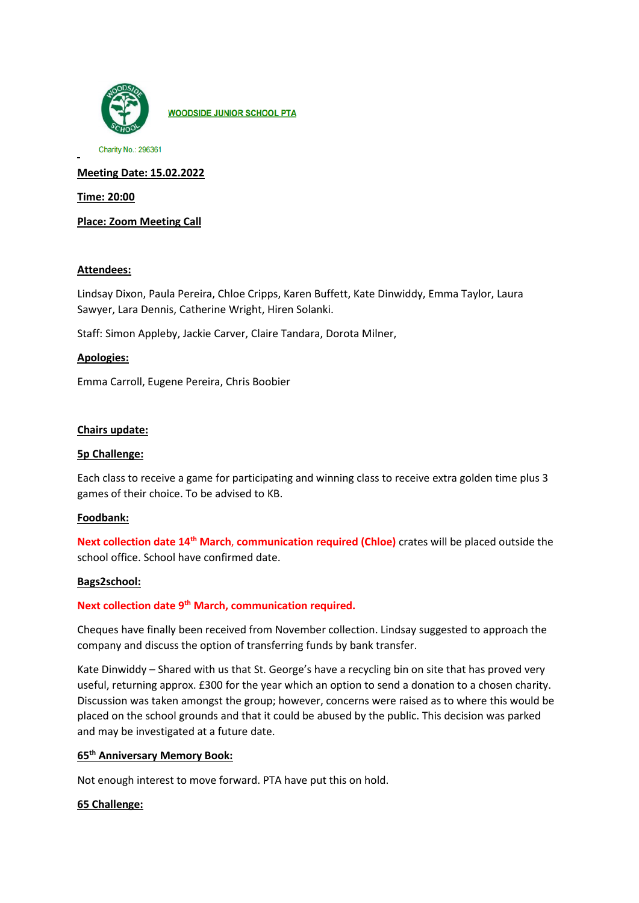**WOODSIDE JUNIOR SCHOOL PTA**

Charity No.: 296361

**Meeting Date: 15.02.2022**

**Time: 20:00**

**Place: Zoom Meeting Call**

**Attendees:**

Lindsay Dixon, Paula Pereira, Chloe Cripps, Karen Buffett, Kate Dinwiddy, Emma Taylor, Laura Sawyer, Lara Dennis, Catherine Wright, Hiren Solanki.

Staff: Simon Appleby, Jackie Carver, Claire Tandara, Dorota Milner,

**Apologies:**

Emma Carroll, Eugene Pereira, Chris Boobier

**Chairs update:**

**5p Challenge:**

Each class to receive a game for participating and winning class to receive extra golden time plus 3 games of their choice. To be advised to KB.

**Foodbank:**

**Next collection date 14th March, communication required (Chloe)** crates will be placed outside the school office. School have confirmed date.

**Bags2school:**

**Next collection date 9th March, communication required.**

Cheques have finally been received from November collection. Lindsay suggested to approach the company and discuss the option of transferring funds by bank transfer.

Kate Dinwiddy – Shared with us that St. George's have a recycling bin on site that has proved very useful, returning approx. £300 for the year which an option to send a donation to a chosen charity. Discussion was taken amongst the group; however, concerns were raised as to where this would be placed on the school grounds and that it could be abused by the public. This decision was parked and may be investigated at a future date.

**65th Anniversary Memory Book:**

Not enough interest to move forward. PTA have put this on hold.

**65 Challenge:**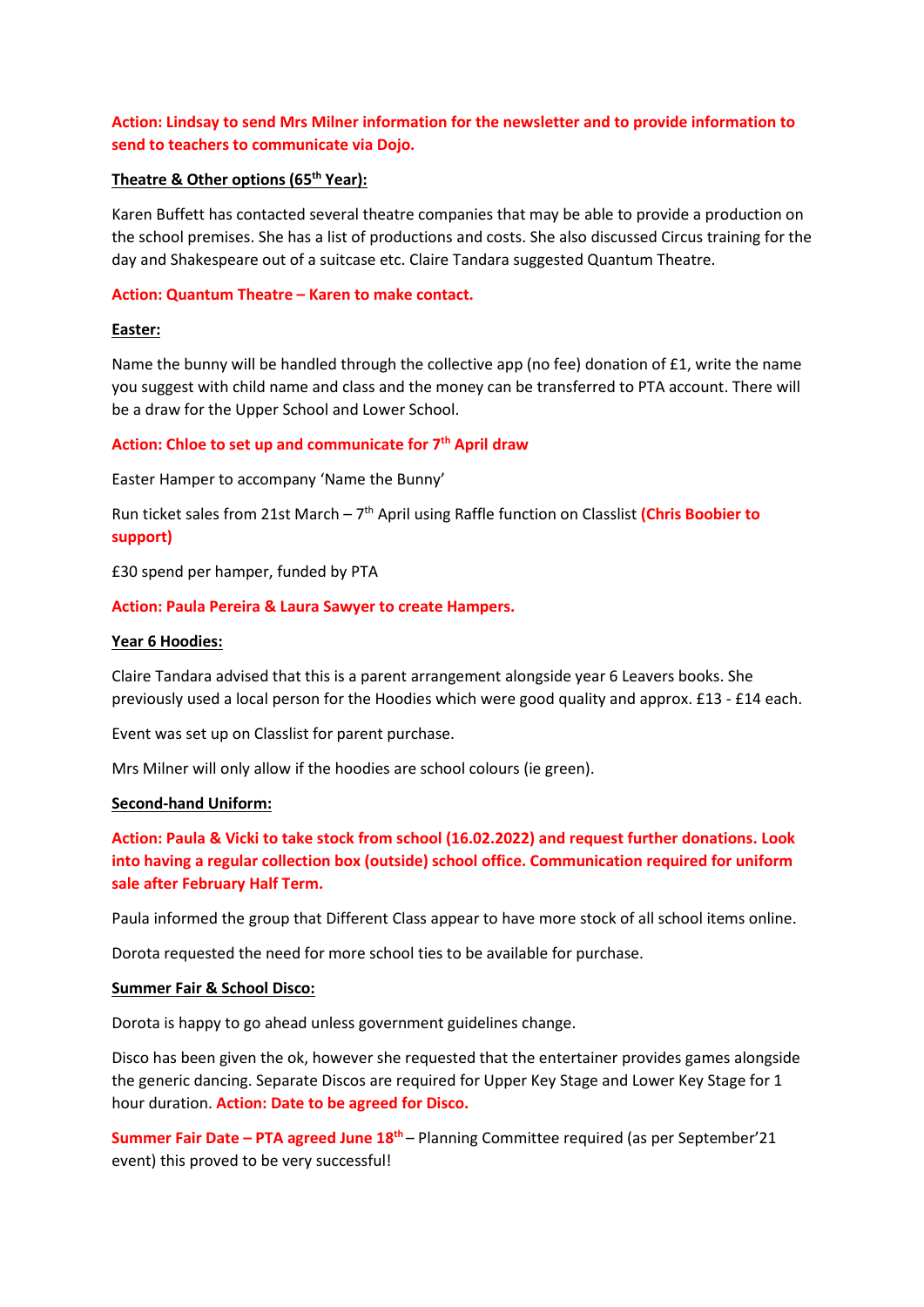**Action: Lindsay to send Mrs Milner information for the newsletter and to provide information to send to teachers to communicate via Dojo.**

**Theatre & Other options (65th Year):**

Karen Buffett has contacted several theatre companies that may be able to provide a production on the school premises. She has a list of productions and costs. She also discussed Circus training for the day and Shakespeare out of a suitcase etc. Claire Tandara suggested Quantum Theatre.

**Action: Quantum Theatre – Karen to make contact.**

**Easter:**

Name the bunny will be handled through the collective app (no fee) donation of £1, write the name you suggest with child name and class and the money can be transferred to PTA account. There will be a draw for the Upper School and Lower School.

**Action: Chloe to set up and communicate for 7th April draw**

Easter Hamper to accompany 'Name the Bunny'

Run ticket sales from 21st March – 7th April using Raffle function on Classlist **(Chris Boobier to support)**

£30 spend per hamper, funded by PTA

**Action: Paula Pereira & Laura Sawyer to create Hampers.**

**Year 6 Hoodies:**

Claire Tandara advised that this is a parent arrangement alongside year 6 Leavers books. She previously used a local person for the Hoodies which were good quality and approx. £13 - £14 each.

Event was set up on Classlist for parent purchase.

Mrs Milner will only allow if the hoodies are school colours (ie green).

**Second-hand Uniform:**

**Action: Paula & Vicki to take stock from school (16.02.2022) and request further donations. Look into having a regular collection box (outside) school office. Communication required for uniform sale after February Half Term.**

Paula informed the group that Different Class appear to have more stock of all school items online.

Dorota requested the need for more school ties to be available for purchase.

**Summer Fair & School Disco:**

Dorota is happy to go ahead unless government guidelines change.

Disco has been given the ok, however she requested that the entertainer provides games alongside the generic dancing. Separate Discos are required for Upper Key Stage and Lower Key Stage for 1 hour duration. **Action: Date to be agreed for Disco.**

**Summer Fair Date – PTA agreed June 18th** – Planning Committee required (as per September'21 event) this proved to be very successful!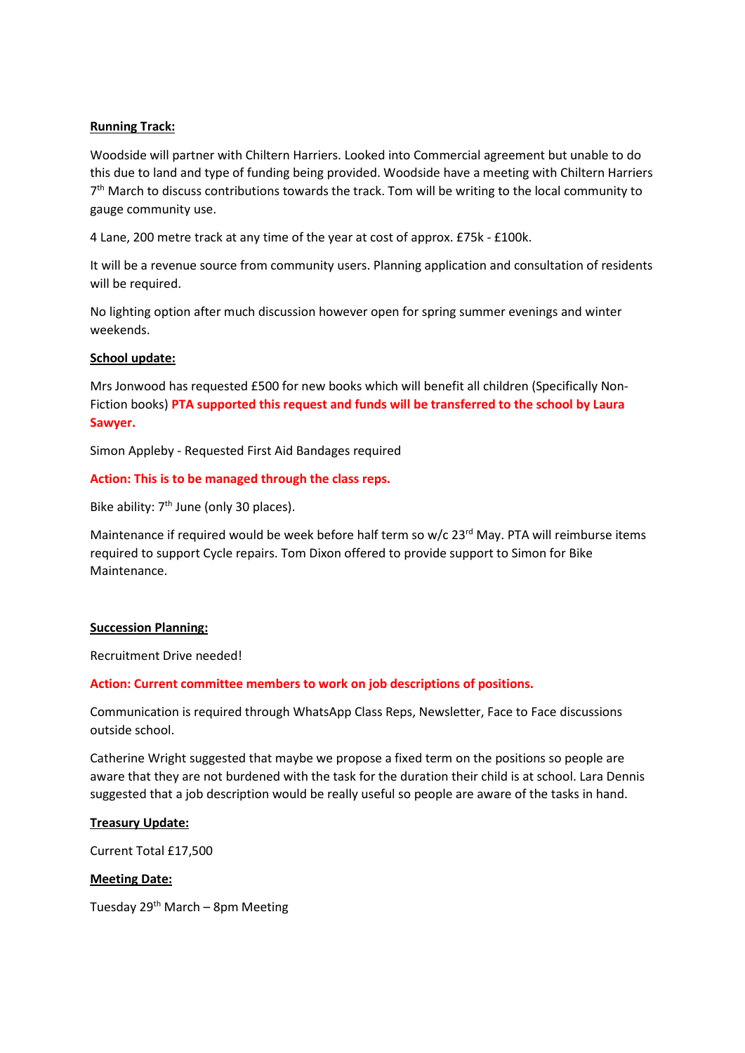**Running Track:**

Woodside will partner with Chiltern Harriers. Looked into Commercial agreement but unable to do this due to land and type of funding being provided. Woodside have a meeting with Chiltern Harriers 7th March to discuss contributions towards the track. Tom will be writing to the local community to gauge community use.

4 Lane, 200 metre track at any time of the year at cost of approx. £75k - £100k.

It will be a revenue source from community users. Planning application and consultation of residents will be required.

No lighting option after much discussion however open for spring summer evenings and winter weekends.

**School update:**

Mrs Jonwood has requested £500 for new books which will benefit all children (Specifically Non-Fiction books) **PTA supported this request and funds will be transferred to the school by Laura Sawyer.**

Simon Appleby - Requested First Aid Bandages required

**Action: This is to be managed through the class reps.**

Bike ability: 7th June (only 30 places).

Maintenance if required would be week before half term so w/c 23rd May. PTA will reimburse items required to support Cycle repairs. Tom Dixon offered to provide support to Simon for Bike Maintenance.

**Succession Planning:**

Recruitment Drive needed!

**Action: Current committee members to work on job descriptions of positions.**

Communication is required through WhatsApp Class Reps, Newsletter, Face to Face discussions outside school.

Catherine Wright suggested that maybe we propose a fixed term on the positions so people are aware that they are not burdened with the task for the duration their child is at school. Lara Dennis suggested that a job description would be really useful so people are aware of the tasks in hand.

**Treasury Update:**

Current Total £17,500

**Meeting Date:**

Tuesday 29th March – 8pm Meeting